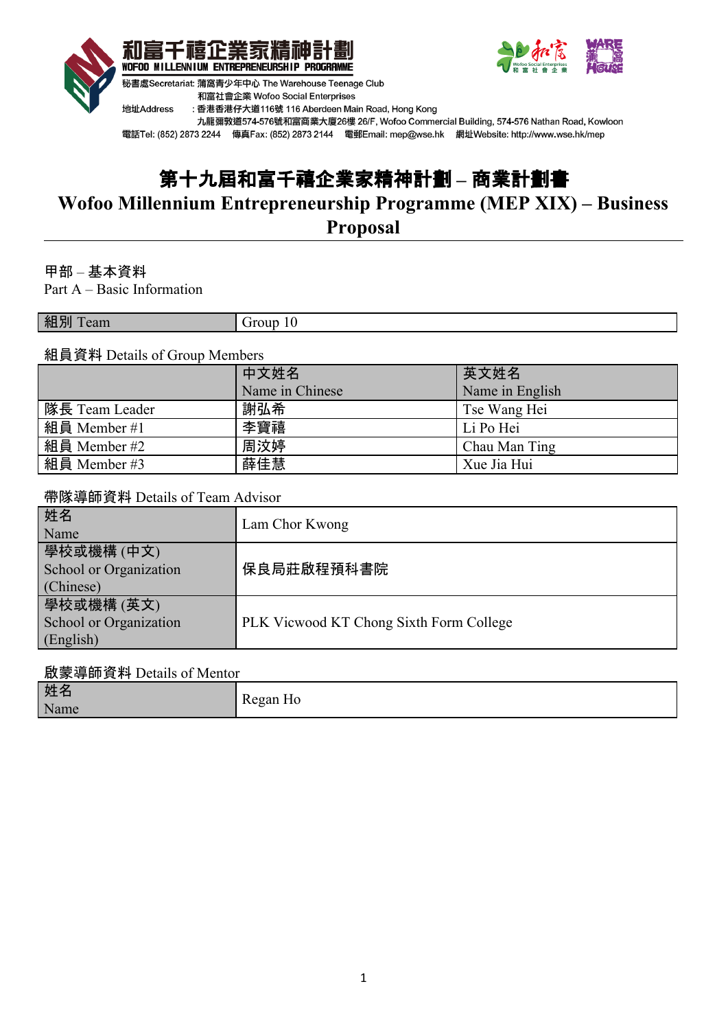和富千禧企業家精神計劃
WOFOO MILLENNIUM ENTREPRENEURSHIP PROGRAMME

秘書處Secretariat: 蒲窩青少年中心 The Warehouse Teenage Club
和富社會企業 Wofoo Social Enterprises

地址Address ：香港香港仔大道116號 116 Aberdeen Main Road, Hong Kong
九龍彌敦道574-576號和富商業大廈26樓 26/F, Wofoo Commercial Building, 574-576 Nathan Road, Kowloon

電話Tel: (852) 2873 2244 傳真Fax: (852) 2873 2144 電郵Email: mep@wse.hk 網址Website: http://www.wse.hk/mep

# 第十九屆和富千禧企業家精神計劃 – 商業計劃書
# Wofoo Millennium Entrepreneurship Programme (MEP XIX) – Business Proposal

## 甲部 – 基本資料
## Part A – Basic Information

| 組別 Team | Group 10 |
|---|---|

組員資料 Details of Group Members

| | 中文姓名 Name in Chinese | 英文姓名 Name in English |
|---|---|---|
| 隊長 Team Leader | 謝弘希 | Tse Wang Hei |
| 組員 Member #1 | 李寶禧 | Li Po Hei |
| 組員 Member #2 | 周汶婷 | Chau Man Ting |
| 組員 Member #3 | 薛佳慧 | Xue Jia Hui |

帶隊導師資料 Details of Team Advisor

| 姓名 Name | Lam Chor Kwong |
|---|---|
| 學校或機構 (中文) School or Organization (Chinese) | 保良局莊啟程預科書院 |
| 學校或機構 (英文) School or Organization (English) | PLK Vicwood KT Chong Sixth Form College |

啟蒙導師資料 Details of Mentor

| 姓名 Name | Regan Ho |
|---|---|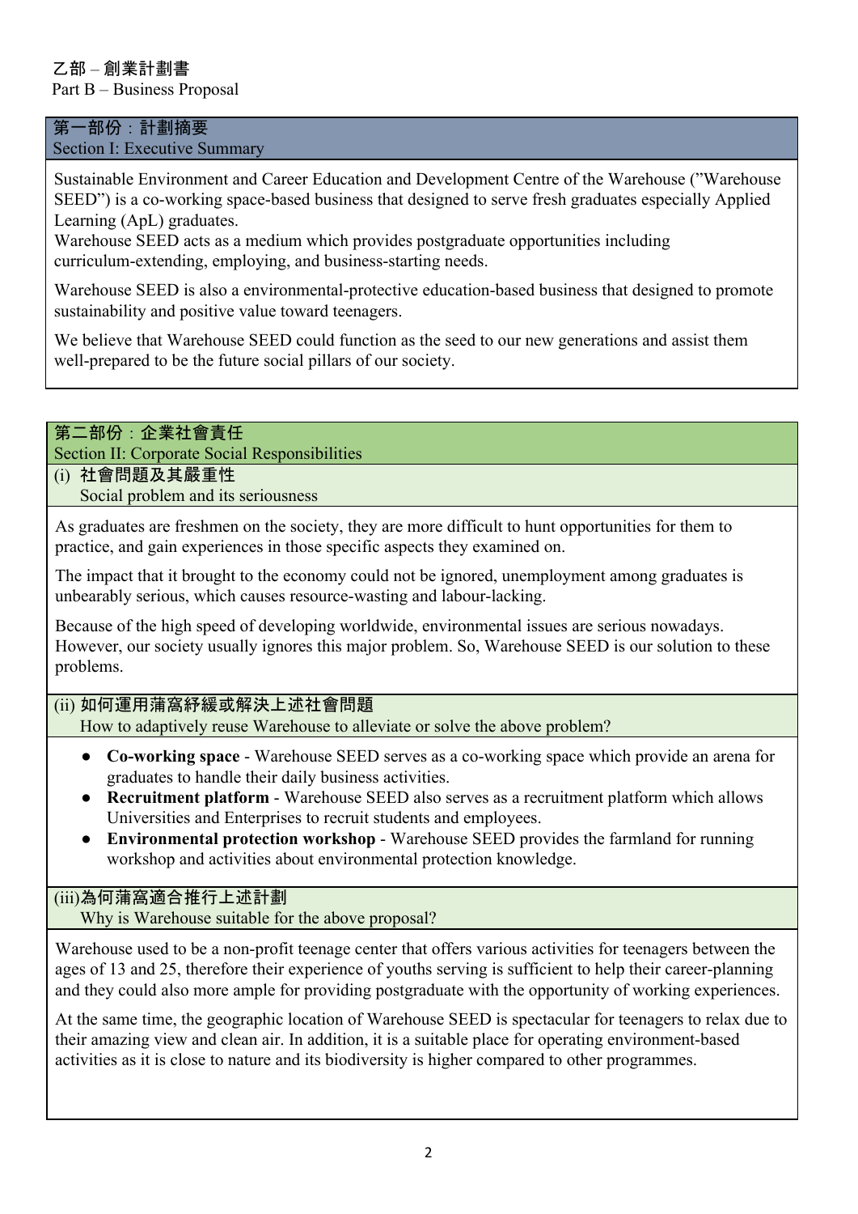乙部 – 創業計劃書
Part B – Business Proposal

## 第一部份：計劃摘要
## Section I: Executive Summary

Sustainable Environment and Career Education and Development Centre of the Warehouse ("Warehouse SEED") is a co-working space-based business that designed to serve fresh graduates especially Applied Learning (ApL) graduates.
Warehouse SEED acts as a medium which provides postgraduate opportunities including curriculum-extending, employing, and business-starting needs.

Warehouse SEED is also a environmental-protective education-based business that designed to promote sustainability and positive value toward teenagers.

We believe that Warehouse SEED could function as the seed to our new generations and assist them well-prepared to be the future social pillars of our society.

## 第二部份：企業社會責任
## Section II: Corporate Social Responsibilities

### (i) 社會問題及其嚴重性
### Social problem and its seriousness

As graduates are freshmen on the society, they are more difficult to hunt opportunities for them to practice, and gain experiences in those specific aspects they examined on.

The impact that it brought to the economy could not be ignored, unemployment among graduates is unbearably serious, which causes resource-wasting and labour-lacking.

Because of the high speed of developing worldwide, environmental issues are serious nowadays. However, our society usually ignores this major problem. So, Warehouse SEED is our solution to these problems.

### (ii) 如何運用蒲窩紓緩或解決上述社會問題
### How to adaptively reuse Warehouse to alleviate or solve the above problem?

- **Co-working space** - Warehouse SEED serves as a co-working space which provide an arena for graduates to handle their daily business activities.
- **Recruitment platform** - Warehouse SEED also serves as a recruitment platform which allows Universities and Enterprises to recruit students and employees.
- **Environmental protection workshop** - Warehouse SEED provides the farmland for running workshop and activities about environmental protection knowledge.

### (iii)為何蒲窩適合推行上述計劃
### Why is Warehouse suitable for the above proposal?

Warehouse used to be a non-profit teenage center that offers various activities for teenagers between the ages of 13 and 25, therefore their experience of youths serving is sufficient to help their career-planning and they could also more ample for providing postgraduate with the opportunity of working experiences.

At the same time, the geographic location of Warehouse SEED is spectacular for teenagers to relax due to their amazing view and clean air. In addition, it is a suitable place for operating environment-based activities as it is close to nature and its biodiversity is higher compared to other programmes.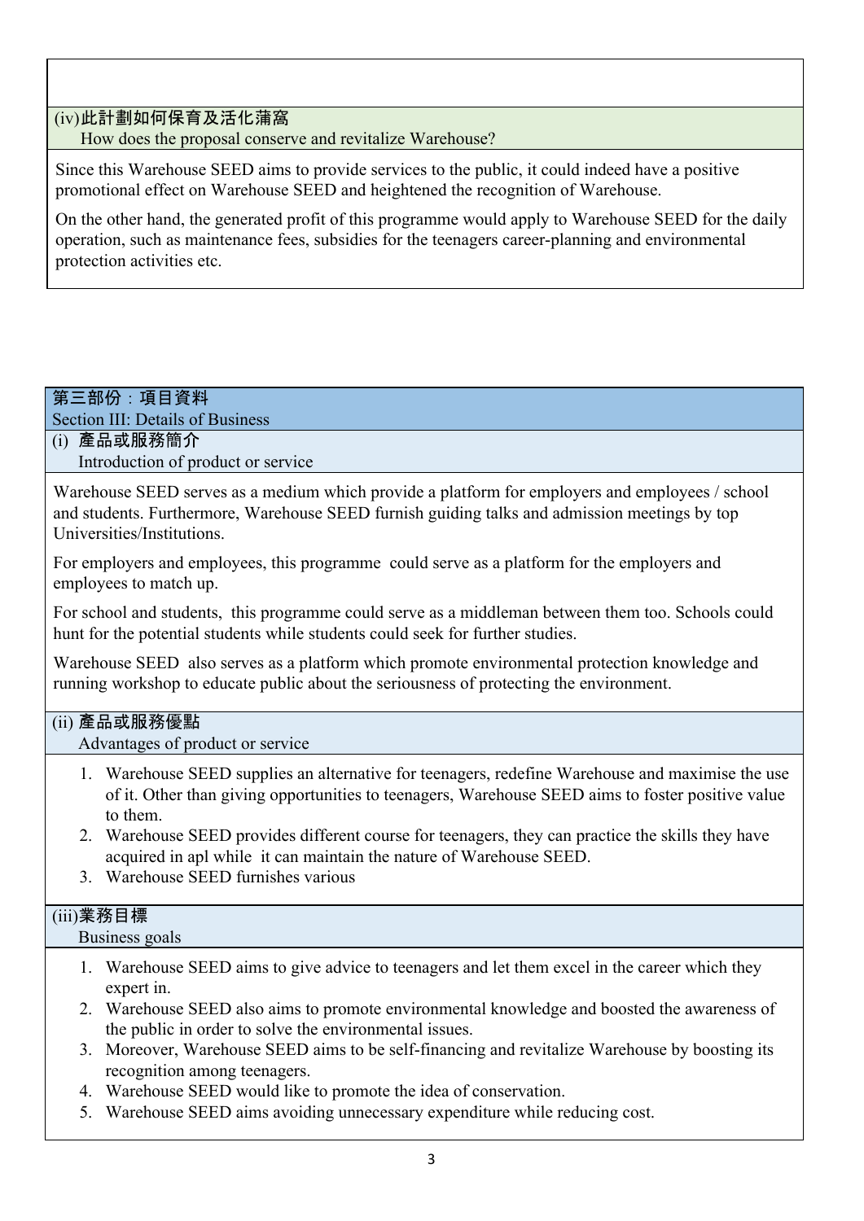### (iv)此計劃如何保育及活化蒲窩
How does the proposal conserve and revitalize Warehouse?

Since this Warehouse SEED aims to provide services to the public, it could indeed have a positive promotional effect on Warehouse SEED and heightened the recognition of Warehouse.

On the other hand, the generated profit of this programme would apply to Warehouse SEED for the daily operation, such as maintenance fees, subsidies for the teenagers career-planning and environmental protection activities etc.

## 第三部份：項目資料
## Section III: Details of Business

### (i) 產品或服務簡介
Introduction of product or service

Warehouse SEED serves as a medium which provide a platform for employers and employees / school and students. Furthermore, Warehouse SEED furnish guiding talks and admission meetings by top Universities/Institutions.

For employers and employees, this programme could serve as a platform for the employers and employees to match up.

For school and students, this programme could serve as a middleman between them too. Schools could hunt for the potential students while students could seek for further studies.

Warehouse SEED also serves as a platform which promote environmental protection knowledge and running workshop to educate public about the seriousness of protecting the environment.

### (ii) 產品或服務優點
Advantages of product or service

1. Warehouse SEED supplies an alternative for teenagers, redefine Warehouse and maximise the use of it. Other than giving opportunities to teenagers, Warehouse SEED aims to foster positive value to them.
2. Warehouse SEED provides different course for teenagers, they can practice the skills they have acquired in apl while it can maintain the nature of Warehouse SEED.
3. Warehouse SEED furnishes various

### (iii)業務目標
Business goals

1. Warehouse SEED aims to give advice to teenagers and let them excel in the career which they expert in.
2. Warehouse SEED also aims to promote environmental knowledge and boosted the awareness of the public in order to solve the environmental issues.
3. Moreover, Warehouse SEED aims to be self-financing and revitalize Warehouse by boosting its recognition among teenagers.
4. Warehouse SEED would like to promote the idea of conservation.
5. Warehouse SEED aims avoiding unnecessary expenditure while reducing cost.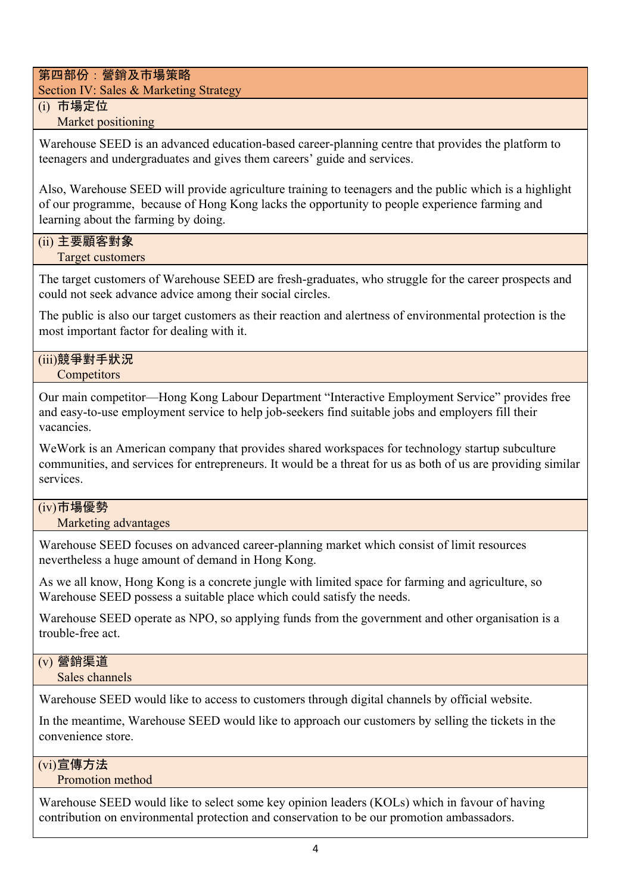## 第四部份：營銷及市場策略
## Section IV: Sales & Marketing Strategy

### (i) 市場定位
### Market positioning

Warehouse SEED is an advanced education-based career-planning centre that provides the platform to teenagers and undergraduates and gives them careers' guide and services.

Also, Warehouse SEED will provide agriculture training to teenagers and the public which is a highlight of our programme, because of Hong Kong lacks the opportunity to people experience farming and learning about the farming by doing.

### (ii) 主要顧客對象
### Target customers

The target customers of Warehouse SEED are fresh-graduates, who struggle for the career prospects and could not seek advance advice among their social circles.

The public is also our target customers as their reaction and alertness of environmental protection is the most important factor for dealing with it.

### (iii)競爭對手狀況
### Competitors

Our main competitor—Hong Kong Labour Department "Interactive Employment Service" provides free and easy-to-use employment service to help job-seekers find suitable jobs and employers fill their vacancies.

WeWork is an American company that provides shared workspaces for technology startup subculture communities, and services for entrepreneurs. It would be a threat for us as both of us are providing similar services.

### (iv)市場優勢
### Marketing advantages

Warehouse SEED focuses on advanced career-planning market which consist of limit resources nevertheless a huge amount of demand in Hong Kong.

As we all know, Hong Kong is a concrete jungle with limited space for farming and agriculture, so Warehouse SEED possess a suitable place which could satisfy the needs.

Warehouse SEED operate as NPO, so applying funds from the government and other organisation is a trouble-free act.

### (v) 營銷渠道
### Sales channels

Warehouse SEED would like to access to customers through digital channels by official website.

In the meantime, Warehouse SEED would like to approach our customers by selling the tickets in the convenience store.

### (vi)宣傳方法
### Promotion method

Warehouse SEED would like to select some key opinion leaders (KOLs) which in favour of having contribution on environmental protection and conservation to be our promotion ambassadors.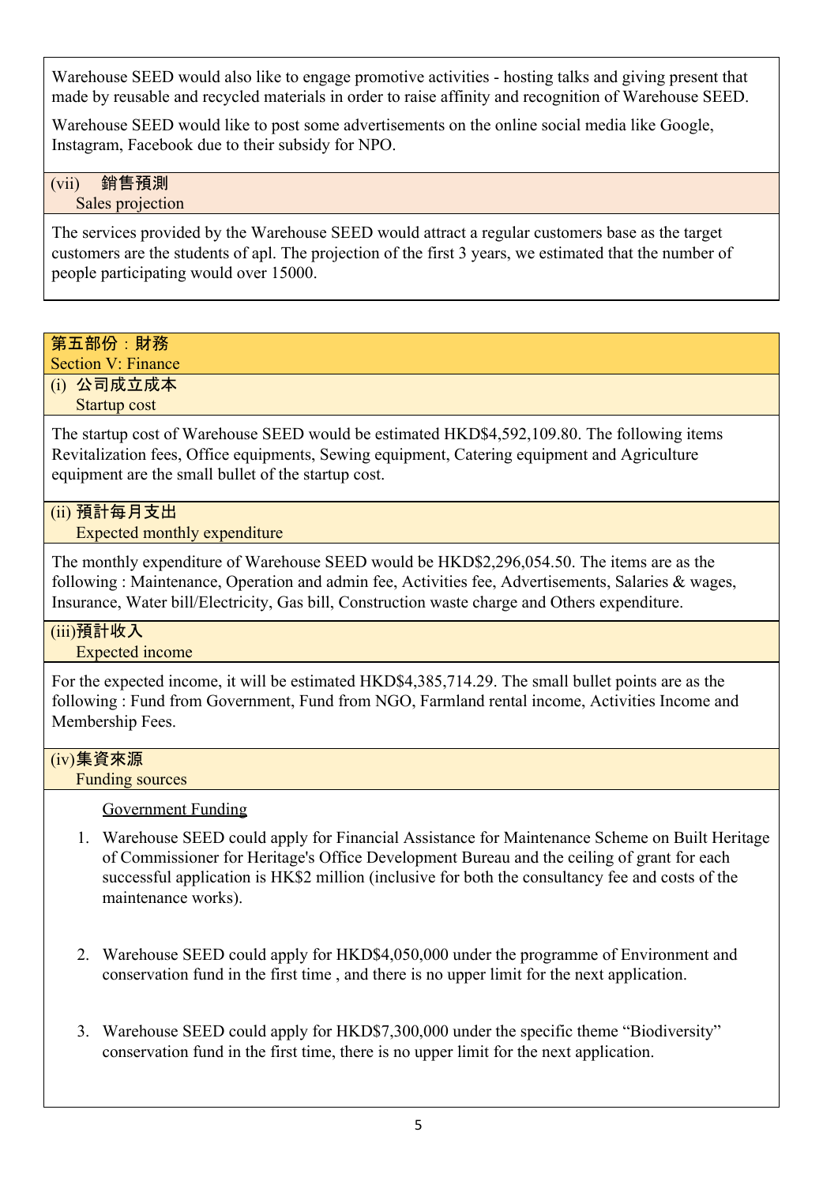Warehouse SEED would also like to engage promotive activities - hosting talks and giving present that made by reusable and recycled materials in order to raise affinity and recognition of Warehouse SEED.

Warehouse SEED would like to post some advertisements on the online social media like Google, Instagram, Facebook due to their subsidy for NPO.

### (vii) 銷售預測 Sales projection

The services provided by the Warehouse SEED would attract a regular customers base as the target customers are the students of apl. The projection of the first 3 years, we estimated that the number of people participating would over 15000.

## 第五部份：財務 Section V: Finance

### (i) 公司成立成本 Startup cost

The startup cost of Warehouse SEED would be estimated HKD$4,592,109.80. The following items Revitalization fees, Office equipments, Sewing equipment, Catering equipment and Agriculture equipment are the small bullet of the startup cost.

### (ii) 預計每月支出 Expected monthly expenditure

The monthly expenditure of Warehouse SEED would be HKD$2,296,054.50. The items are as the following : Maintenance, Operation and admin fee, Activities fee, Advertisements, Salaries & wages, Insurance, Water bill/Electricity, Gas bill, Construction waste charge and Others expenditure.

### (iii) 預計收入 Expected income

For the expected income, it will be estimated HKD$4,385,714.29. The small bullet points are as the following : Fund from Government, Fund from NGO, Farmland rental income, Activities Income and Membership Fees.

### (iv) 集資來源 Funding sources

Government Funding

1. Warehouse SEED could apply for Financial Assistance for Maintenance Scheme on Built Heritage of Commissioner for Heritage's Office Development Bureau and the ceiling of grant for each successful application is HK$2 million (inclusive for both the consultancy fee and costs of the maintenance works).

2. Warehouse SEED could apply for HKD$4,050,000 under the programme of Environment and conservation fund in the first time , and there is no upper limit for the next application.

3. Warehouse SEED could apply for HKD$7,300,000 under the specific theme "Biodiversity" conservation fund in the first time, there is no upper limit for the next application.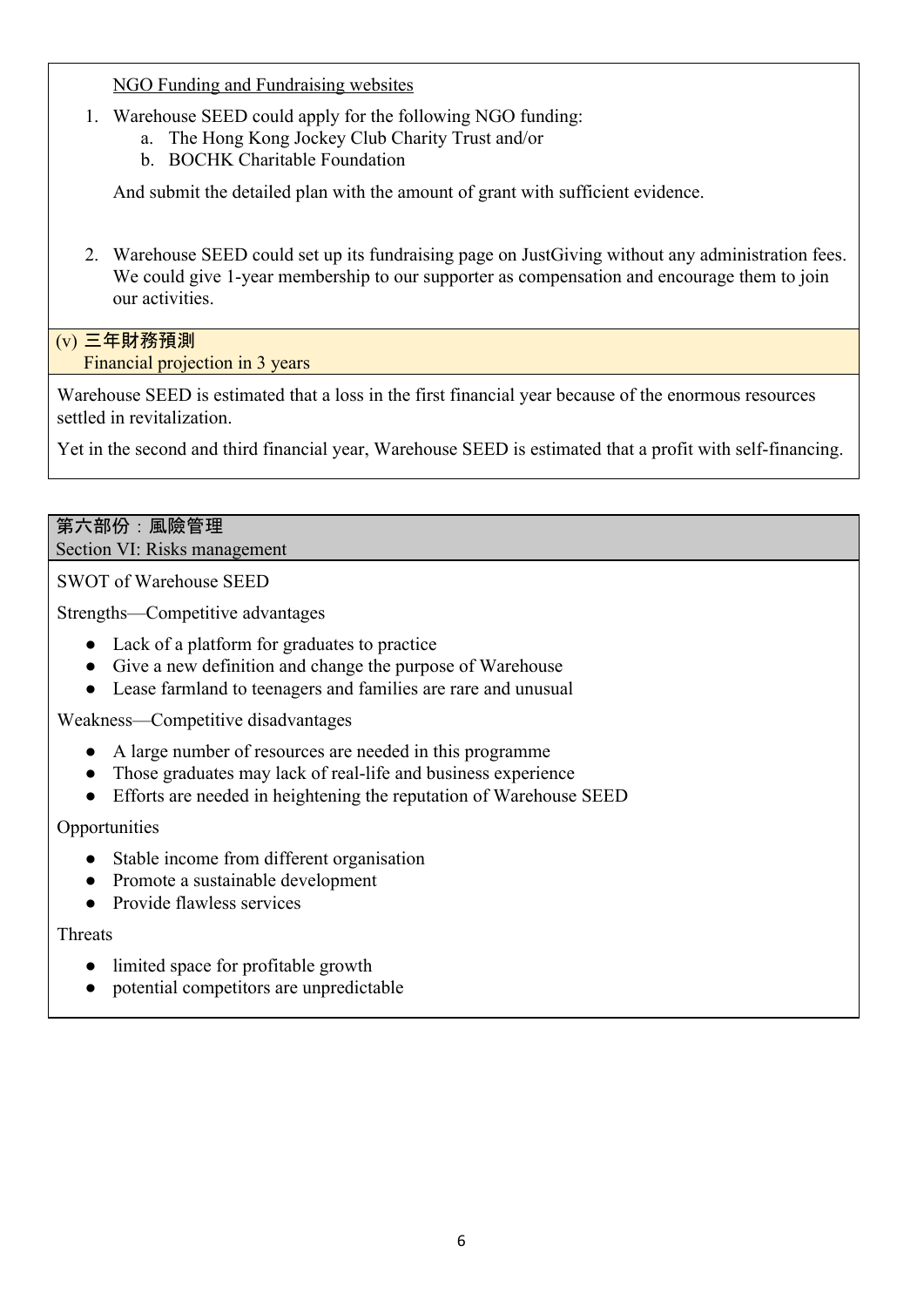NGO Funding and Fundraising websites

1. Warehouse SEED could apply for the following NGO funding:
   a. The Hong Kong Jockey Club Charity Trust and/or
   b. BOCHK Charitable Foundation

   And submit the detailed plan with the amount of grant with sufficient evidence.

2. Warehouse SEED could set up its fundraising page on JustGiving without any administration fees. We could give 1-year membership to our supporter as compensation and encourage them to join our activities.

### (v) 三年財務預測
Financial projection in 3 years

Warehouse SEED is estimated that a loss in the first financial year because of the enormous resources settled in revitalization.

Yet in the second and third financial year, Warehouse SEED is estimated that a profit with self-financing.

## 第六部份：風險管理
Section VI: Risks management

SWOT of Warehouse SEED

Strengths—Competitive advantages

- Lack of a platform for graduates to practice
- Give a new definition and change the purpose of Warehouse
- Lease farmland to teenagers and families are rare and unusual

Weakness—Competitive disadvantages

- A large number of resources are needed in this programme
- Those graduates may lack of real-life and business experience
- Efforts are needed in heightening the reputation of Warehouse SEED

Opportunities

- Stable income from different organisation
- Promote a sustainable development
- Provide flawless services

Threats

- limited space for profitable growth
- potential competitors are unpredictable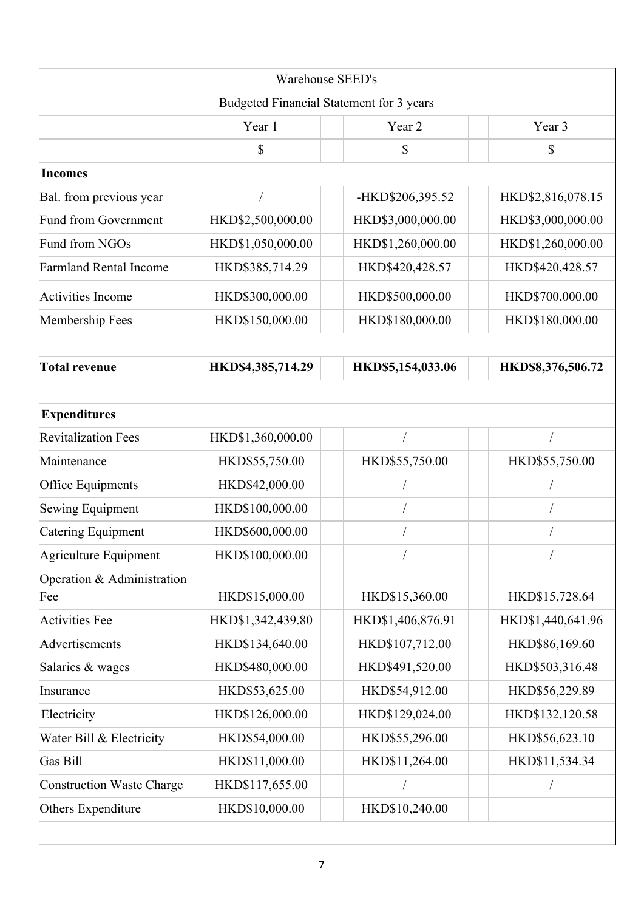| Warehouse SEED's | | | |
|---|---|---|---|
| Budgeted Financial Statement for 3 years | | | |
| | Year 1 | Year 2 | Year 3 |
| | $ | $ | $ |
| **Incomes** | | | |
| Bal. from previous year | / | -HKD$206,395.52 | HKD$2,816,078.15 |
| Fund from Government | HKD$2,500,000.00 | HKD$3,000,000.00 | HKD$3,000,000.00 |
| Fund from NGOs | HKD$1,050,000.00 | HKD$1,260,000.00 | HKD$1,260,000.00 |
| Farmland Rental Income | HKD$385,714.29 | HKD$420,428.57 | HKD$420,428.57 |
| Activities Income | HKD$300,000.00 | HKD$500,000.00 | HKD$700,000.00 |
| Membership Fees | HKD$150,000.00 | HKD$180,000.00 | HKD$180,000.00 |
| | | | |
| **Total revenue** | **HKD$4,385,714.29** | **HKD$5,154,033.06** | **HKD$8,376,506.72** |
| | | | |
| **Expenditures** | | | |
| Revitalization Fees | HKD$1,360,000.00 | / | / |
| Maintenance | HKD$55,750.00 | HKD$55,750.00 | HKD$55,750.00 |
| Office Equipments | HKD$42,000.00 | / | / |
| Sewing Equipment | HKD$100,000.00 | / | / |
| Catering Equipment | HKD$600,000.00 | / | / |
| Agriculture Equipment | HKD$100,000.00 | / | / |
| Operation & Administration Fee | HKD$15,000.00 | HKD$15,360.00 | HKD$15,728.64 |
| Activities Fee | HKD$1,342,439.80 | HKD$1,406,876.91 | HKD$1,440,641.96 |
| Advertisements | HKD$134,640.00 | HKD$107,712.00 | HKD$86,169.60 |
| Salaries & wages | HKD$480,000.00 | HKD$491,520.00 | HKD$503,316.48 |
| Insurance | HKD$53,625.00 | HKD$54,912.00 | HKD$56,229.89 |
| Electricity | HKD$126,000.00 | HKD$129,024.00 | HKD$132,120.58 |
| Water Bill & Electricity | HKD$54,000.00 | HKD$55,296.00 | HKD$56,623.10 |
| Gas Bill | HKD$11,000.00 | HKD$11,264.00 | HKD$11,534.34 |
| Construction Waste Charge | HKD$117,655.00 | / | / |
| Others Expenditure | HKD$10,000.00 | HKD$10,240.00 | |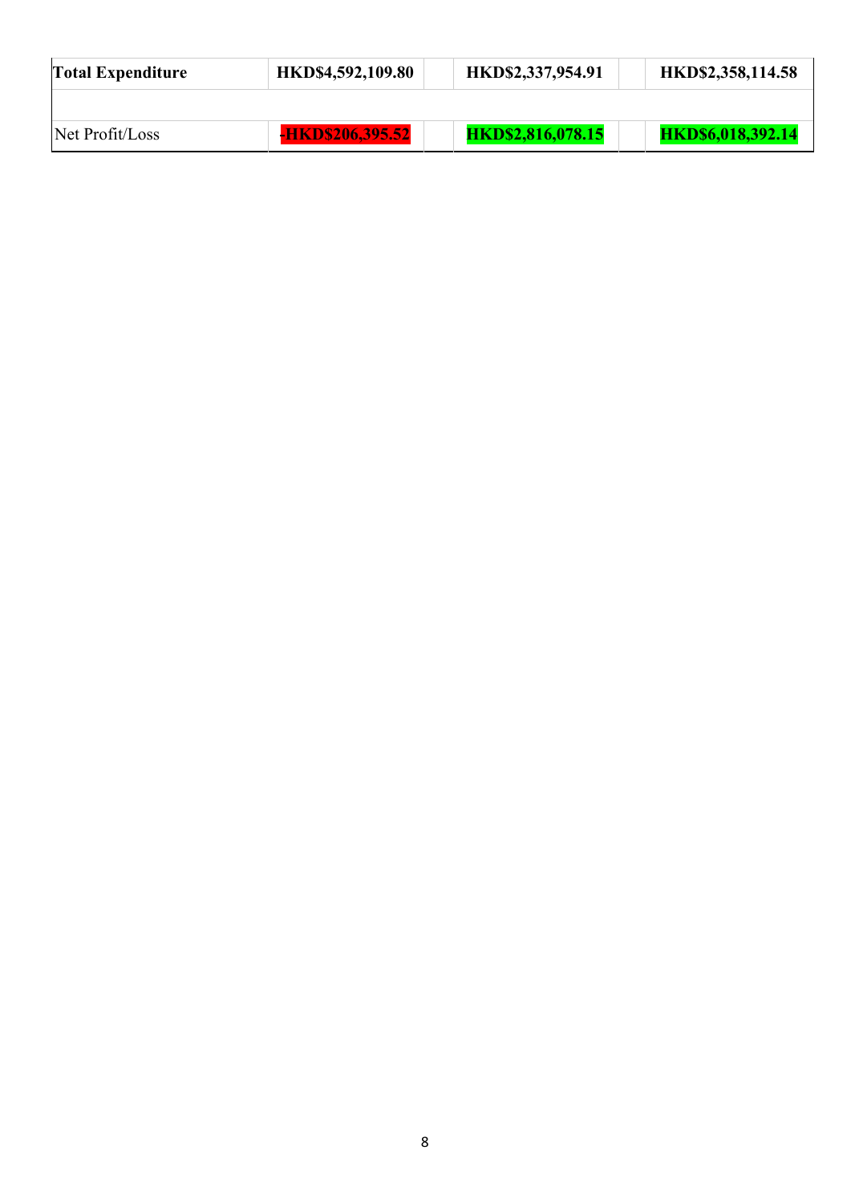| | | | | | |
|---|---|---|---|---|---|
| **Total Expenditure** | **HKD$4,592,109.80** | | **HKD$2,337,954.91** | | **HKD$2,358,114.58** |
| | | | | | |
| Net Profit/Loss | **-HKD$206,395.52** | | **HKD$2,816,078.15** | | **HKD$6,018,392.14** |